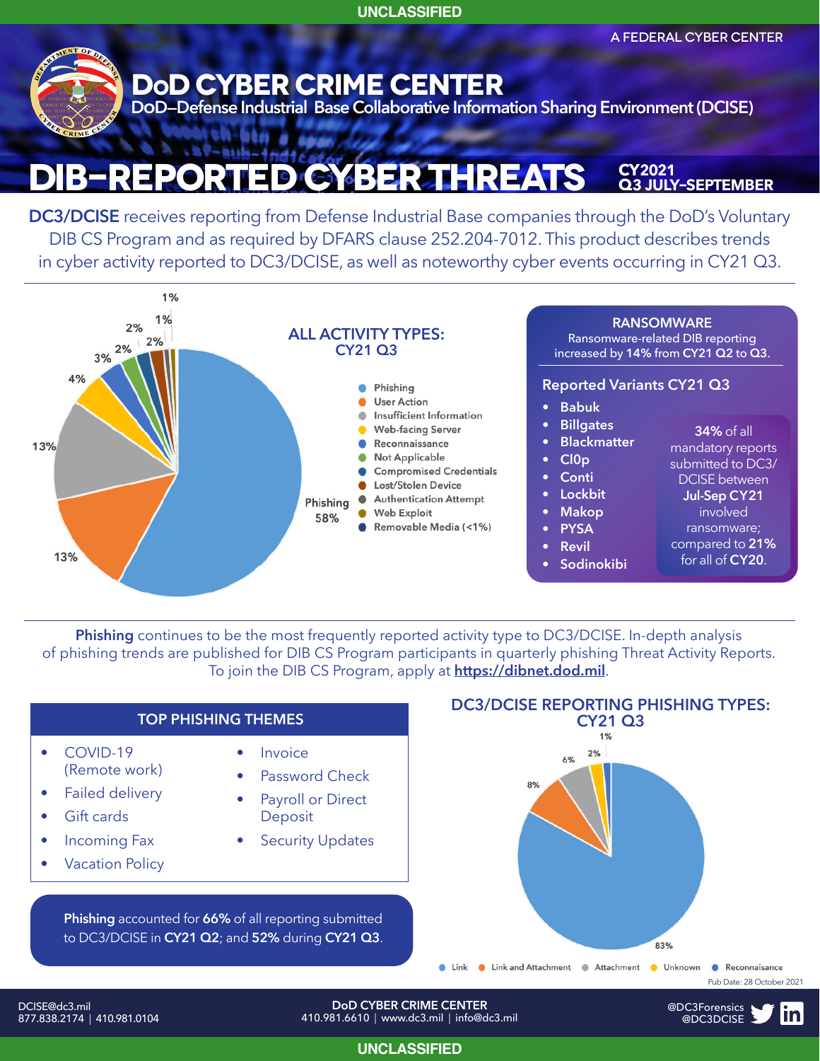UNCLASSIFIED

A FEDERAL CYBER CENTER

# DoD CYBER CRIME CENTER

DoD–Defense Industrial Base Collaborative Information Sharing Environment (DCISE)

# DIB-REPORTED CYBER THREATS

**CY2021 Q3 JULY-SEPTEMBER**

**DC3/DCISE** receives reporting from Defense Industrial Base companies through the DoD's Voluntary DIB CS Program and as required by DFARS clause 252.204-7012. This product describes trends in cyber activity reported to DC3/DCISE, as well as noteworthy cyber events occurring in CY21 Q3.

## ALL ACTIVITY TYPES: CY21 Q3

| Activity Type | Percentage |
|---|---|
| Phishing | 58% |
| User Action | 13% |
| Insufficient Information | 13% |
| Web-facing Server | 4% |
| Reconnaissance | 3% |
| Not Applicable | 2% |
| Compromised Credentials | 2% |
| Lost/Stolen Device | 2% |
| Authentication Attempt | 1% |
| Web Exploit | 1% |
| Removable Media (<1%) | |

## RANSOMWARE

Ransomware-related DIB reporting increased by **14%** from **CY21 Q2** to **Q3**.

### Reported Variants CY21 Q3

- Babuk
- Billgates
- Blackmatter
- Cl0p
- Conti
- Lockbit
- Makop
- PYSA
- Revil
- Sodinokibi

**34%** of all mandatory reports submitted to DC3/DCISE between **Jul-Sep CY21** involved ransomware; compared to **21%** for all of **CY20**.

**Phishing** continues to be the most frequently reported activity type to DC3/DCISE. In-depth analysis of phishing trends are published for DIB CS Program participants in quarterly phishing Threat Activity Reports. To join the DIB CS Program, apply at **https://dibnet.dod.mil**.

## TOP PHISHING THEMES

- COVID-19 (Remote work)
- Failed delivery
- Gift cards
- Incoming Fax
- Vacation Policy
- Invoice
- Password Check
- Payroll or Direct Deposit
- Security Updates

**Phishing** accounted for **66%** of all reporting submitted to DC3/DCISE in **CY21 Q2**; and **52%** during **CY21 Q3**.

## DC3/DCISE REPORTING PHISHING TYPES: CY21 Q3

| Phishing Type | Percentage |
|---|---|
| Link | 83% |
| Link and Attachment | 8% |
| Attachment | 6% |
| Unknown | 2% |
| Reconnaisance | 1% |

Pub Date: 28 October 2021

DCISE@dc3.mil
877.838.2174 | 410.981.0104

DoD CYBER CRIME CENTER
410.981.6610 | www.dc3.mil | info@dc3.mil

@DC3Forensics
@DC3DCISE

UNCLASSIFIED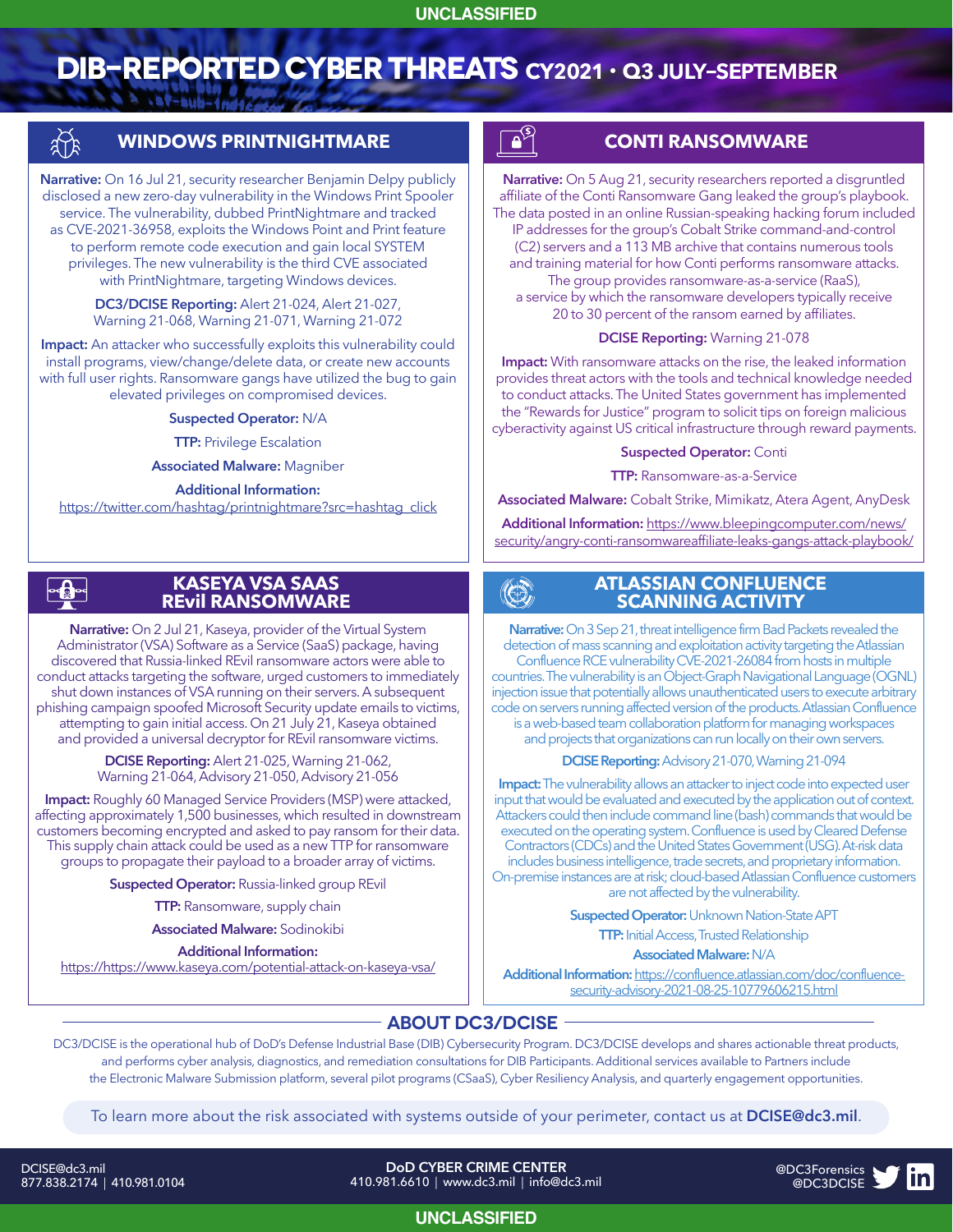UNCLASSIFIED

# DIB-REPORTED CYBER THREATS CY2021 · Q3 JULY–SEPTEMBER

## WINDOWS PRINTNIGHTMARE

**Narrative:** On 16 Jul 21, security researcher Benjamin Delpy publicly disclosed a new zero-day vulnerability in the Windows Print Spooler service. The vulnerability, dubbed PrintNightmare and tracked as CVE-2021-36958, exploits the Windows Point and Print feature to perform remote code execution and gain local SYSTEM privileges. The new vulnerability is the third CVE associated with PrintNightmare, targeting Windows devices.

**DC3/DCISE Reporting:** Alert 21-024, Alert 21-027, Warning 21-068, Warning 21-071, Warning 21-072

**Impact:** An attacker who successfully exploits this vulnerability could install programs, view/change/delete data, or create new accounts with full user rights. Ransomware gangs have utilized the bug to gain elevated privileges on compromised devices.

**Suspected Operator:** N/A

**TTP:** Privilege Escalation

**Associated Malware:** Magniber

**Additional Information:**
https://twitter.com/hashtag/printnightmare?src=hashtag_click

## CONTI RANSOMWARE

**Narrative:** On 5 Aug 21, security researchers reported a disgruntled affiliate of the Conti Ransomware Gang leaked the group's playbook. The data posted in an online Russian-speaking hacking forum included IP addresses for the group's Cobalt Strike command-and-control (C2) servers and a 113 MB archive that contains numerous tools and training material for how Conti performs ransomware attacks. The group provides ransomware-as-a-service (RaaS), a service by which the ransomware developers typically receive 20 to 30 percent of the ransom earned by affiliates.

**DCISE Reporting:** Warning 21-078

**Impact:** With ransomware attacks on the rise, the leaked information provides threat actors with the tools and technical knowledge needed to conduct attacks. The United States government has implemented the "Rewards for Justice" program to solicit tips on foreign malicious cyberactivity against US critical infrastructure through reward payments.

**Suspected Operator:** Conti

**TTP:** Ransomware-as-a-Service

**Associated Malware:** Cobalt Strike, Mimikatz, Atera Agent, AnyDesk

**Additional Information:** https://www.bleepingcomputer.com/news/security/angry-conti-ransomwareaffiliate-leaks-gangs-attack-playbook/

## KASEYA VSA SAAS REvil RANSOMWARE

**Narrative:** On 2 Jul 21, Kaseya, provider of the Virtual System Administrator (VSA) Software as a Service (SaaS) package, having discovered that Russia-linked REvil ransomware actors were able to conduct attacks targeting the software, urged customers to immediately shut down instances of VSA running on their servers. A subsequent phishing campaign spoofed Microsoft Security update emails to victims, attempting to gain initial access. On 21 July 21, Kaseya obtained and provided a universal decryptor for REvil ransomware victims.

**DCISE Reporting:** Alert 21-025, Warning 21-062, Warning 21-064, Advisory 21-050, Advisory 21-056

**Impact:** Roughly 60 Managed Service Providers (MSP) were attacked, affecting approximately 1,500 businesses, which resulted in downstream customers becoming encrypted and asked to pay ransom for their data. This supply chain attack could be used as a new TTP for ransomware groups to propagate their payload to a broader array of victims.

**Suspected Operator:** Russia-linked group REvil

**TTP:** Ransomware, supply chain

**Associated Malware:** Sodinokibi

**Additional Information:**
https://https://www.kaseya.com/potential-attack-on-kaseya-vsa/

## ATLASSIAN CONFLUENCE SCANNING ACTIVITY

**Narrative:** On 3 Sep 21, threat intelligence firm Bad Packets revealed the detection of mass scanning and exploitation activity targeting the Atlassian Confluence RCE vulnerability CVE-2021-26084 from hosts in multiple countries. The vulnerability is an Object-Graph Navigational Language (OGNL) injection issue that potentially allows unauthenticated users to execute arbitrary code on servers running affected version of the products. Atlassian Confluence is a web-based team collaboration platform for managing workspaces and projects that organizations can run locally on their own servers.

**DCISE Reporting:** Advisory 21-070, Warning 21-094

**Impact:** The vulnerability allows an attacker to inject code into expected user input that would be evaluated and executed by the application out of context. Attackers could then include command line (bash) commands that would be executed on the operating system. Confluence is used by Cleared Defense Contractors (CDCs) and the United States Government (USG). At-risk data includes business intelligence, trade secrets, and proprietary information. On-premise instances are at risk; cloud-based Atlassian Confluence customers are not affected by the vulnerability.

**Suspected Operator:** Unknown Nation-State APT

**TTP:** Initial Access, Trusted Relationship

**Associated Malware:** N/A

**Additional Information:** https://confluence.atlassian.com/doc/confluence-security-advisory-2021-08-25-1077960621​5.html

## ABOUT DC3/DCISE

DC3/DCISE is the operational hub of DoD's Defense Industrial Base (DIB) Cybersecurity Program. DC3/DCISE develops and shares actionable threat products, and performs cyber analysis, diagnostics, and remediation consultations for DIB Participants. Additional services available to Partners include the Electronic Malware Submission platform, several pilot programs (CSaaS), Cyber Resiliency Analysis, and quarterly engagement opportunities.

To learn more about the risk associated with systems outside of your perimeter, contact us at **DCISE@dc3.mil**.

DCISE@dc3.mil
877.838.2174 | 410.981.0104

**DoD CYBER CRIME CENTER**
410.981.6610 | www.dc3.mil | info@dc3.mil

@DC3Forensics
@DC3DCISE

UNCLASSIFIED